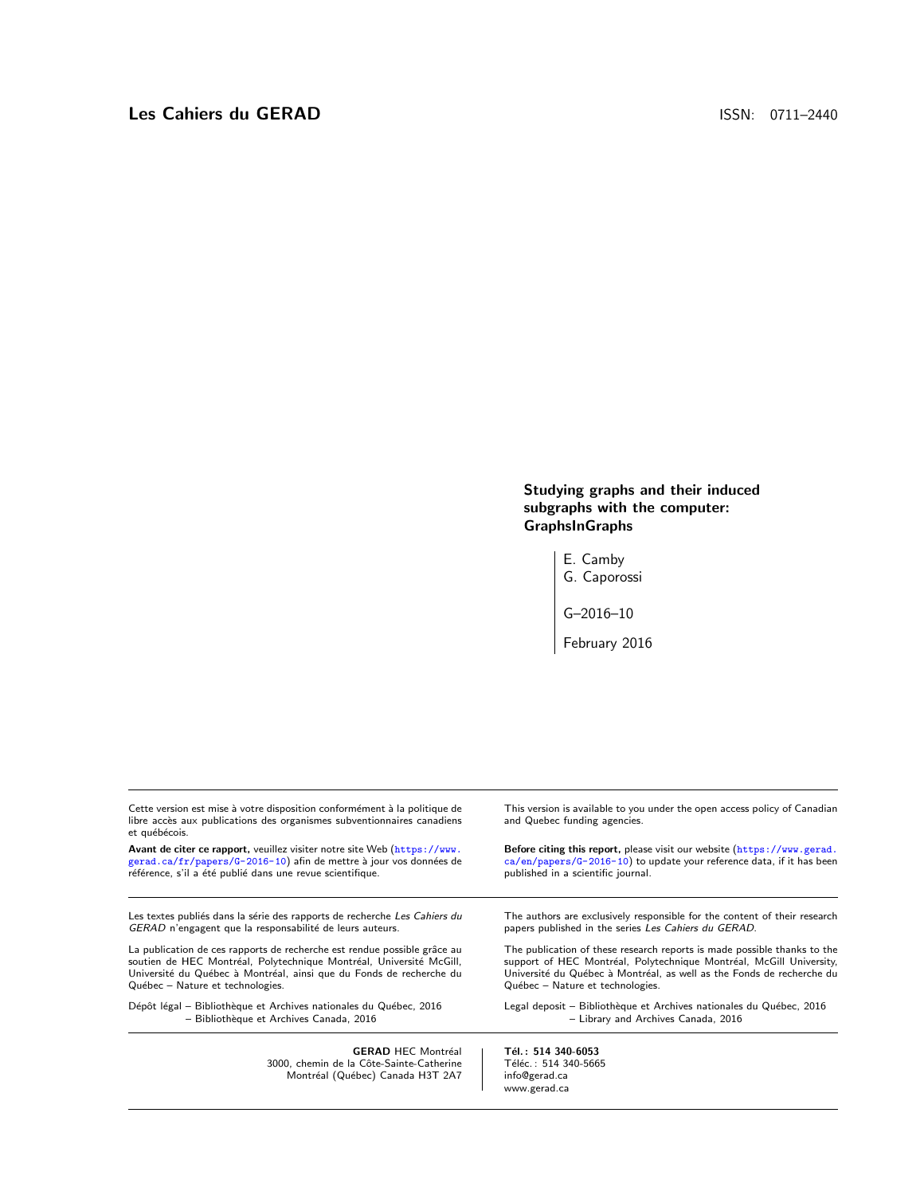**Les Cahiers du GERAD** ISSN: 0711–2440

# Studying graphs and their induced subgraphs with the computer: GraphsInGraphs

E. Camby
G. Caporossi

G–2016–10

February 2016

Cette version est mise à votre disposition conformément à la politique de libre accès aux publications des organismes subventionnaires canadiens et québécois.

**Avant de citer ce rapport,** veuillez visiter notre site Web (https://www.gerad.ca/fr/papers/G-2016-10) afin de mettre à jour vos données de référence, s'il a été publié dans une revue scientifique.

This version is available to you under the open access policy of Canadian and Quebec funding agencies.

**Before citing this report,** please visit our website (https://www.gerad.ca/en/papers/G-2016-10) to update your reference data, if it has been published in a scientific journal.

Les textes publiés dans la série des rapports de recherche *Les Cahiers du GERAD* n'engagent que la responsabilité de leurs auteurs.

La publication de ces rapports de recherche est rendue possible grâce au soutien de HEC Montréal, Polytechnique Montréal, Université McGill, Université du Québec à Montréal, ainsi que du Fonds de recherche du Québec – Nature et technologies.

Dépôt légal – Bibliothèque et Archives nationales du Québec, 2016
– Bibliothèque et Archives Canada, 2016

The authors are exclusively responsible for the content of their research papers published in the series *Les Cahiers du GERAD*.

The publication of these research reports is made possible thanks to the support of HEC Montréal, Polytechnique Montréal, McGill University, Université du Québec à Montréal, as well as the Fonds de recherche du Québec – Nature et technologies.

Legal deposit – Bibliothèque et Archives nationales du Québec, 2016
– Library and Archives Canada, 2016

**GERAD** HEC Montréal
3000, chemin de la Côte-Sainte-Catherine
Montréal (Québec) Canada H3T 2A7

**Tél. : 514 340-6053**
Téléc. : 514 340-5665
info@gerad.ca
www.gerad.ca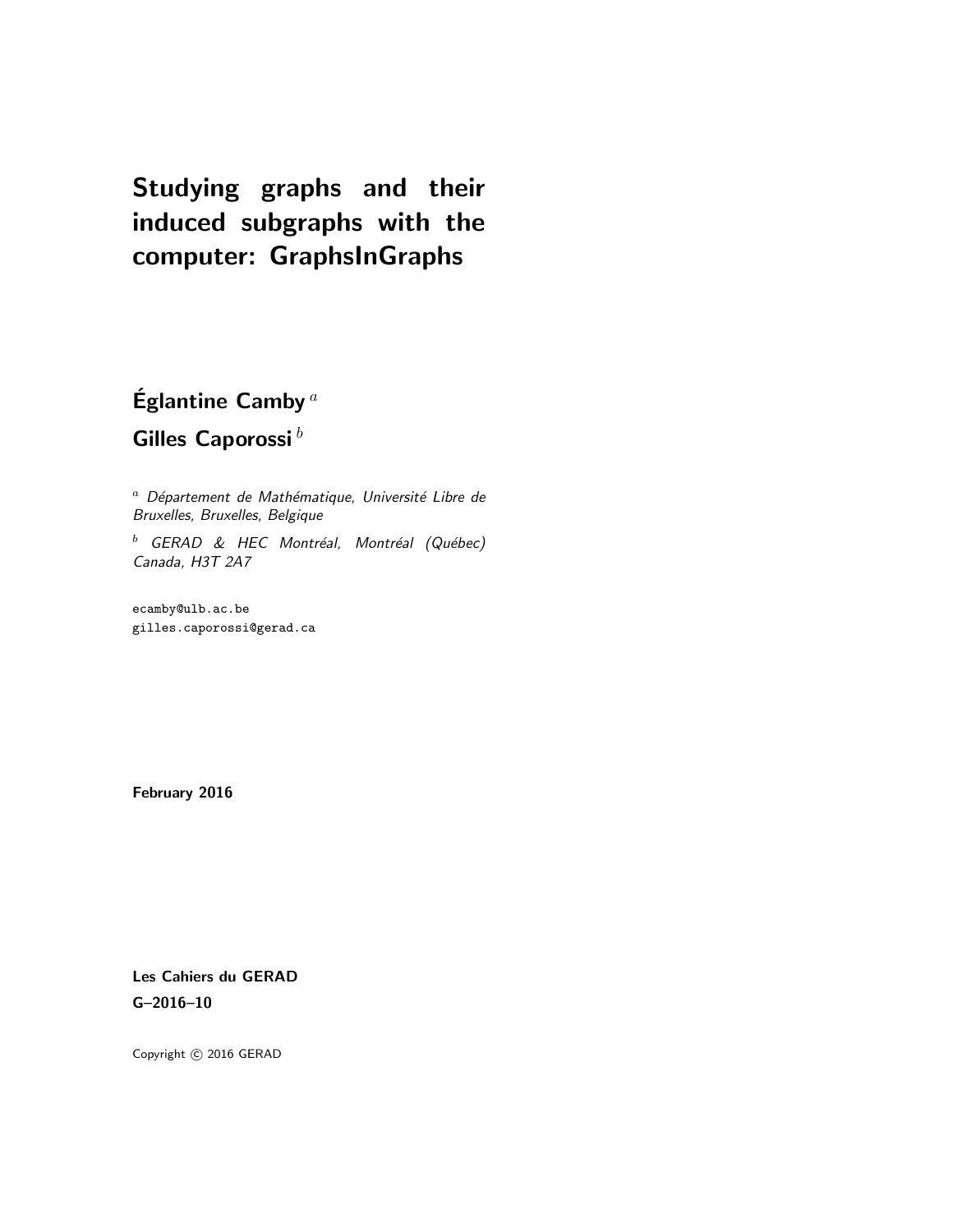# Studying graphs and their induced subgraphs with the computer: GraphsInGraphs

**Églantine Camby** [a]

**Gilles Caporossi** [b]

[a] *Département de Mathématique, Université Libre de Bruxelles, Bruxelles, Belgique*

[b] *GERAD & HEC Montréal, Montréal (Québec) Canada, H3T 2A7*

ecamby@ulb.ac.be
gilles.caporossi@gerad.ca

**February 2016**

**Les Cahiers du GERAD**
**G–2016–10**

Copyright © 2016 GERAD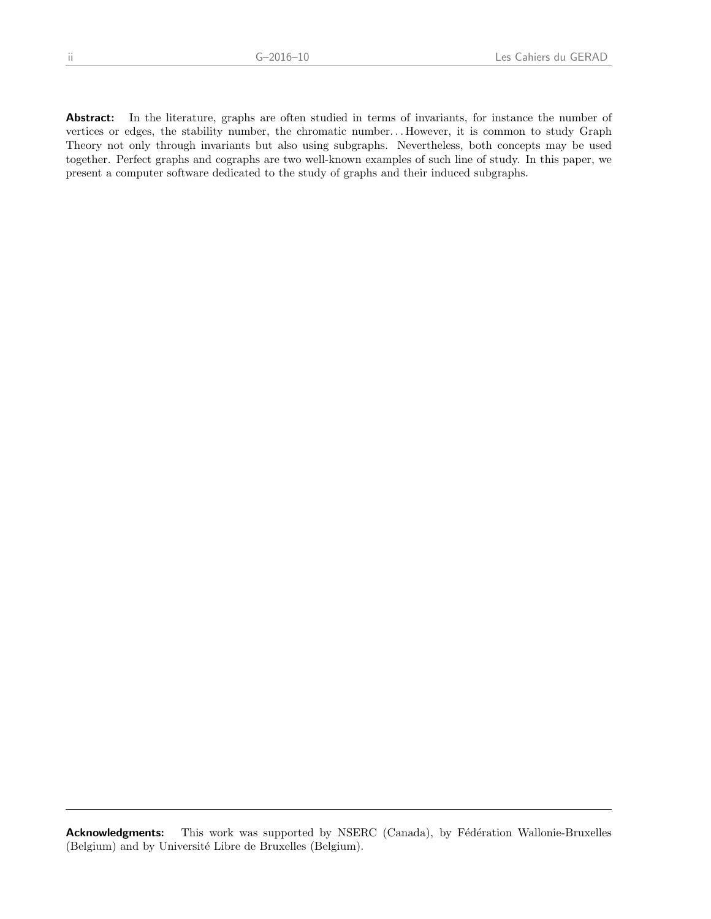**Abstract:** In the literature, graphs are often studied in terms of invariants, for instance the number of vertices or edges, the stability number, the chromatic number...However, it is common to study Graph Theory not only through invariants but also using subgraphs. Nevertheless, both concepts may be used together. Perfect graphs and cographs are two well-known examples of such line of study. In this paper, we present a computer software dedicated to the study of graphs and their induced subgraphs.

---

**Acknowledgments:** This work was supported by NSERC (Canada), by Fédération Wallonie-Bruxelles (Belgium) and by Université Libre de Bruxelles (Belgium).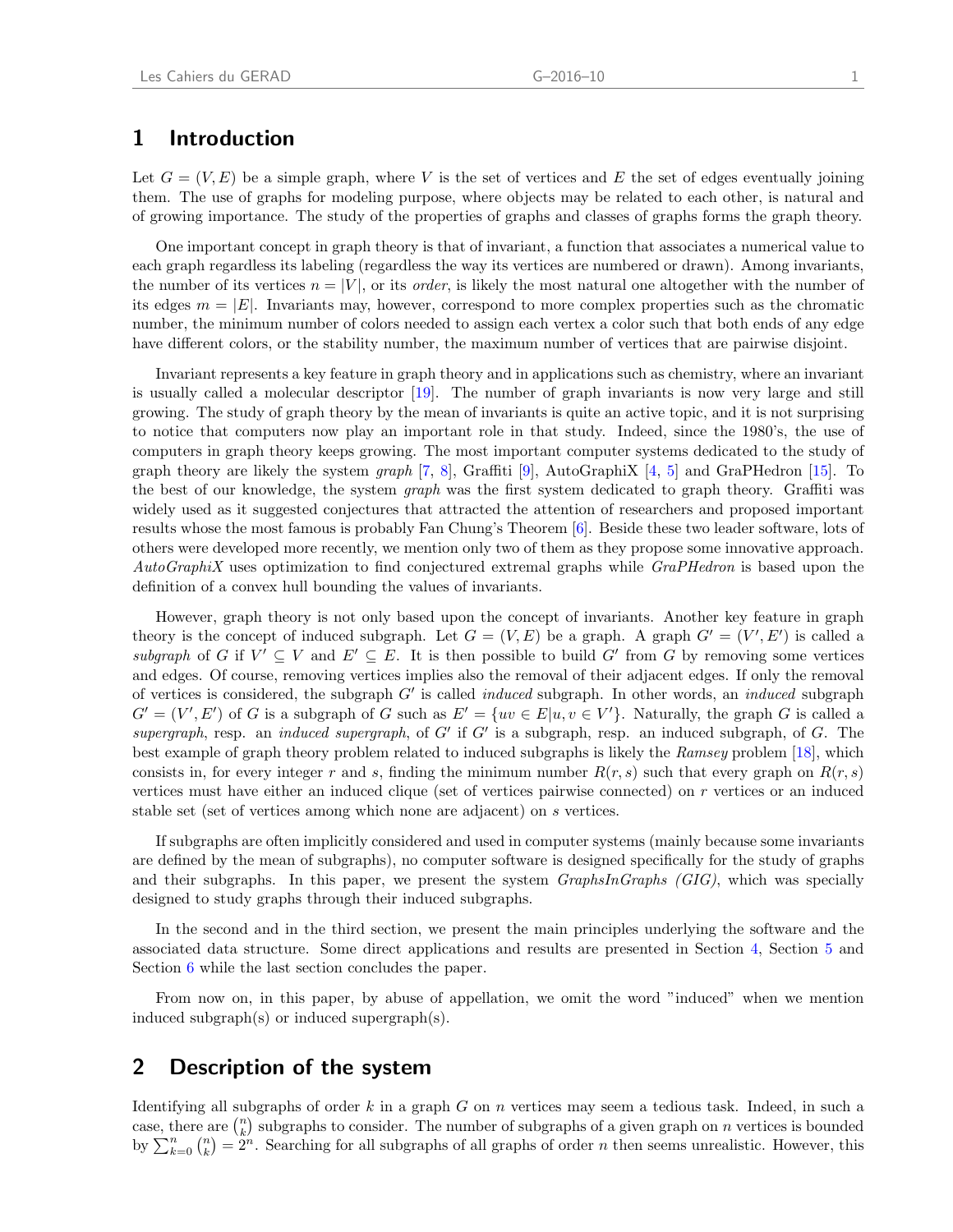# 1 Introduction

Let $G = (V, E)$ be a simple graph, where $V$ is the set of vertices and $E$ the set of edges eventually joining them. The use of graphs for modeling purpose, where objects may be related to each other, is natural and of growing importance. The study of the properties of graphs and classes of graphs forms the graph theory.

One important concept in graph theory is that of invariant, a function that associates a numerical value to each graph regardless its labeling (regardless the way its vertices are numbered or drawn). Among invariants, the number of its vertices $n = |V|$, or its *order*, is likely the most natural one altogether with the number of its edges $m = |E|$. Invariants may, however, correspond to more complex properties such as the chromatic number, the minimum number of colors needed to assign each vertex a color such that both ends of any edge have different colors, or the stability number, the maximum number of vertices that are pairwise disjoint.

Invariant represents a key feature in graph theory and in applications such as chemistry, where an invariant is usually called a molecular descriptor [19]. The number of graph invariants is now very large and still growing. The study of graph theory by the mean of invariants is quite an active topic, and it is not surprising to notice that computers now play an important role in that study. Indeed, since the 1980's, the use of computers in graph theory keeps growing. The most important computer systems dedicated to the study of graph theory are likely the system *graph* [7, 8], Graffiti [9], AutoGraphiX [4, 5] and GraPHedron [15]. To the best of our knowledge, the system *graph* was the first system dedicated to graph theory. Graffiti was widely used as it suggested conjectures that attracted the attention of researchers and proposed important results whose the most famous is probably Fan Chung's Theorem [6]. Beside these two leader software, lots of others were developed more recently, we mention only two of them as they propose some innovative approach. *AutoGraphiX* uses optimization to find conjectured extremal graphs while *GraPHedron* is based upon the definition of a convex hull bounding the values of invariants.

However, graph theory is not only based upon the concept of invariants. Another key feature in graph theory is the concept of induced subgraph. Let $G = (V, E)$ be a graph. A graph $G' = (V', E')$ is called a *subgraph* of $G$ if $V' \subseteq V$ and $E' \subseteq E$. It is then possible to build $G'$ from $G$ by removing some vertices and edges. Of course, removing vertices implies also the removal of their adjacent edges. If only the removal of vertices is considered, the subgraph $G'$ is called *induced* subgraph. In other words, an *induced* subgraph $G' = (V', E')$ of $G$ is a subgraph of $G$ such as $E' = \{uv \in E | u, v \in V'\}$. Naturally, the graph $G$ is called a *supergraph*, resp. an *induced supergraph*, of $G'$ if $G'$ is a subgraph, resp. an induced subgraph, of $G$. The best example of graph theory problem related to induced subgraphs is likely the *Ramsey* problem [18], which consists in, for every integer $r$ and $s$, finding the minimum number $R(r, s)$ such that every graph on $R(r, s)$ vertices must have either an induced clique (set of vertices pairwise connected) on $r$ vertices or an induced stable set (set of vertices among which none are adjacent) on $s$ vertices.

If subgraphs are often implicitly considered and used in computer systems (mainly because some invariants are defined by the mean of subgraphs), no computer software is designed specifically for the study of graphs and their subgraphs. In this paper, we present the system *GraphsInGraphs (GIG)*, which was specially designed to study graphs through their induced subgraphs.

In the second and in the third section, we present the main principles underlying the software and the associated data structure. Some direct applications and results are presented in Section 4, Section 5 and Section 6 while the last section concludes the paper.

From now on, in this paper, by abuse of appellation, we omit the word "induced" when we mention induced subgraph(s) or induced supergraph(s).

# 2 Description of the system

Identifying all subgraphs of order $k$ in a graph $G$ on $n$ vertices may seem a tedious task. Indeed, in such a case, there are $\binom{n}{k}$ subgraphs to consider. The number of subgraphs of a given graph on $n$ vertices is bounded by $\sum_{k=0}^{n} \binom{n}{k} = 2^n$. Searching for all subgraphs of all graphs of order $n$ then seems unrealistic. However, this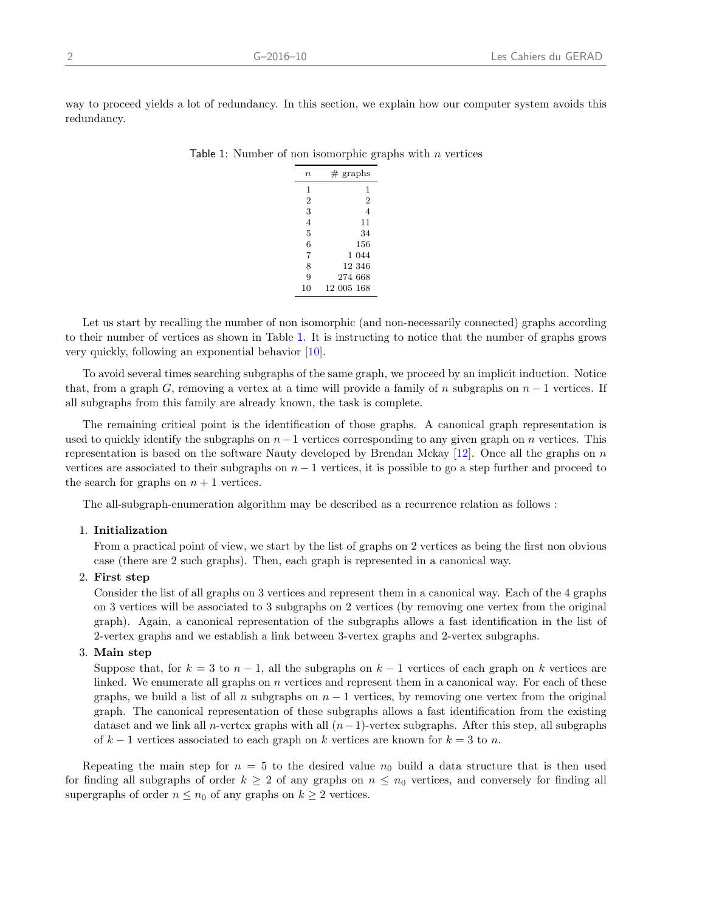way to proceed yields a lot of redundancy. In this section, we explain how our computer system avoids this redundancy.

Table 1: Number of non isomorphic graphs with $n$ vertices

| $n$ | # graphs |
|---|---|
| 1 | 1 |
| 2 | 2 |
| 3 | 4 |
| 4 | 11 |
| 5 | 34 |
| 6 | 156 |
| 7 | 1 044 |
| 8 | 12 346 |
| 9 | 274 668 |
| 10 | 12 005 168 |

Let us start by recalling the number of non isomorphic (and non-necessarily connected) graphs according to their number of vertices as shown in Table 1. It is instructing to notice that the number of graphs grows very quickly, following an exponential behavior [10].

To avoid several times searching subgraphs of the same graph, we proceed by an implicit induction. Notice that, from a graph $G$, removing a vertex at a time will provide a family of $n$ subgraphs on $n-1$ vertices. If all subgraphs from this family are already known, the task is complete.

The remaining critical point is the identification of those graphs. A canonical graph representation is used to quickly identify the subgraphs on $n-1$ vertices corresponding to any given graph on $n$ vertices. This representation is based on the software Nauty developed by Brendan Mckay [12]. Once all the graphs on $n$ vertices are associated to their subgraphs on $n-1$ vertices, it is possible to go a step further and proceed to the search for graphs on $n+1$ vertices.

The all-subgraph-enumeration algorithm may be described as a recurrence relation as follows :

1. **Initialization**
   From a practical point of view, we start by the list of graphs on 2 vertices as being the first non obvious case (there are 2 such graphs). Then, each graph is represented in a canonical way.
2. **First step**
   Consider the list of all graphs on 3 vertices and represent them in a canonical way. Each of the 4 graphs on 3 vertices will be associated to 3 subgraphs on 2 vertices (by removing one vertex from the original graph). Again, a canonical representation of the subgraphs allows a fast identification in the list of 2-vertex graphs and we establish a link between 3-vertex graphs and 2-vertex subgraphs.
3. **Main step**
   Suppose that, for $k = 3$ to $n-1$, all the subgraphs on $k-1$ vertices of each graph on $k$ vertices are linked. We enumerate all graphs on $n$ vertices and represent them in a canonical way. For each of these graphs, we build a list of all $n$ subgraphs on $n-1$ vertices, by removing one vertex from the original graph. The canonical representation of these subgraphs allows a fast identification from the existing dataset and we link all $n$-vertex graphs with all $(n-1)$-vertex subgraphs. After this step, all subgraphs of $k-1$ vertices associated to each graph on $k$ vertices are known for $k = 3$ to $n$.

Repeating the main step for $n = 5$ to the desired value $n_0$ build a data structure that is then used for finding all subgraphs of order $k \geq 2$ of any graphs on $n \leq n_0$ vertices, and conversely for finding all supergraphs of order $n \leq n_0$ of any graphs on $k \geq 2$ vertices.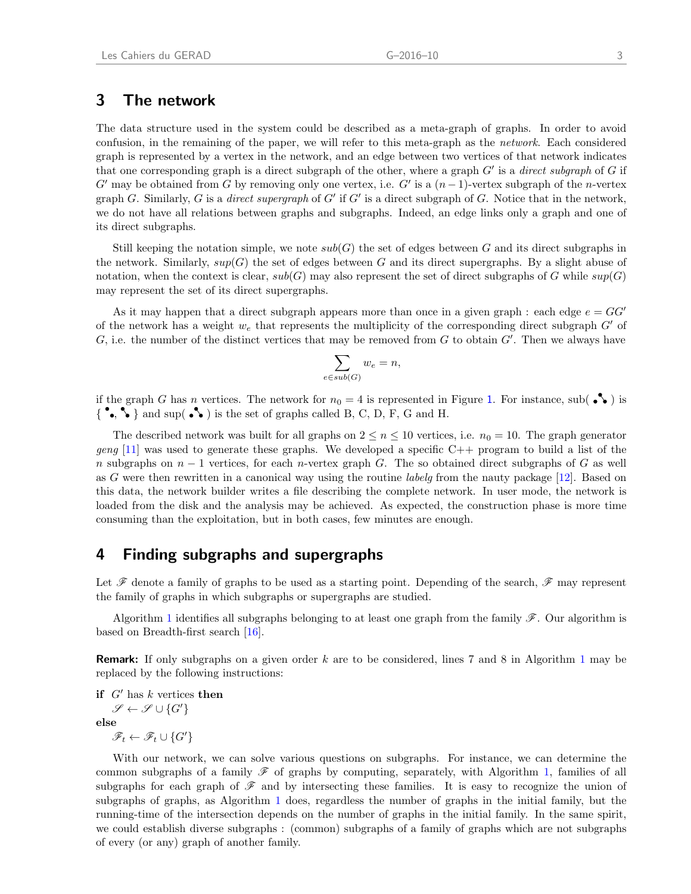## 3 The network

The data structure used in the system could be described as a meta-graph of graphs. In order to avoid confusion, in the remaining of the paper, we will refer to this meta-graph as the *network*. Each considered graph is represented by a vertex in the network, and an edge between two vertices of that network indicates that one corresponding graph is a direct subgraph of the other, where a graph $G'$ is a *direct subgraph* of $G$ if $G'$ may be obtained from $G$ by removing only one vertex, i.e. $G'$ is a $(n-1)$-vertex subgraph of the $n$-vertex graph $G$. Similarly, $G$ is a *direct supergraph* of $G'$ if $G'$ is a direct subgraph of $G$. Notice that in the network, we do not have all relations between graphs and subgraphs. Indeed, an edge links only a graph and one of its direct subgraphs.

Still keeping the notation simple, we note $sub(G)$ the set of edges between $G$ and its direct subgraphs in the network. Similarly, $sup(G)$ the set of edges between $G$ and its direct supergraphs. By a slight abuse of notation, when the context is clear, $sub(G)$ may also represent the set of direct subgraphs of $G$ while $sup(G)$ may represent the set of its direct supergraphs.

As it may happen that a direct subgraph appears more than once in a given graph : each edge $e = GG'$ of the network has a weight $w_e$ that represents the multiplicity of the corresponding direct subgraph $G'$ of $G$, i.e. the number of the distinct vertices that may be removed from $G$ to obtain $G'$. Then we always have

$$\sum_{e \in sub(G)} w_e = n,$$

if the graph $G$ has $n$ vertices. The network for $n_0 = 4$ is represented in Figure 1. For instance, sub( ) is { , } and sup( ) is the set of graphs called B, C, D, F, G and H.

The described network was built for all graphs on $2 \leq n \leq 10$ vertices, i.e. $n_0 = 10$. The graph generator *geng* [11] was used to generate these graphs. We developed a specific C++ program to build a list of the $n$ subgraphs on $n-1$ vertices, for each $n$-vertex graph $G$. The so obtained direct subgraphs of $G$ as well as $G$ were then rewritten in a canonical way using the routine *labelg* from the nauty package [12]. Based on this data, the network builder writes a file describing the complete network. In user mode, the network is loaded from the disk and the analysis may be achieved. As expected, the construction phase is more time consuming than the exploitation, but in both cases, few minutes are enough.

## 4 Finding subgraphs and supergraphs

Let $\mathscr{F}$ denote a family of graphs to be used as a starting point. Depending of the search, $\mathscr{F}$ may represent the family of graphs in which subgraphs or supergraphs are studied.

Algorithm 1 identifies all subgraphs belonging to at least one graph from the family $\mathscr{F}$. Our algorithm is based on Breadth-first search [16].

**Remark:** If only subgraphs on a given order $k$ are to be considered, lines 7 and 8 in Algorithm 1 may be replaced by the following instructions:

**if** $G'$ has $k$ vertices **then**
  $\mathscr{S} \leftarrow \mathscr{S} \cup \{G'\}$
**else**
  $\mathscr{F}_t \leftarrow \mathscr{F}_t \cup \{G'\}$

With our network, we can solve various questions on subgraphs. For instance, we can determine the common subgraphs of a family $\mathscr{F}$ of graphs by computing, separately, with Algorithm 1, families of all subgraphs for each graph of $\mathscr{F}$ and by intersecting these families. It is easy to recognize the union of subgraphs of graphs, as Algorithm 1 does, regardless the number of graphs in the initial family, but the running-time of the intersection depends on the number of graphs in the initial family. In the same spirit, we could establish diverse subgraphs : (common) subgraphs of a family of graphs which are not subgraphs of every (or any) graph of another family.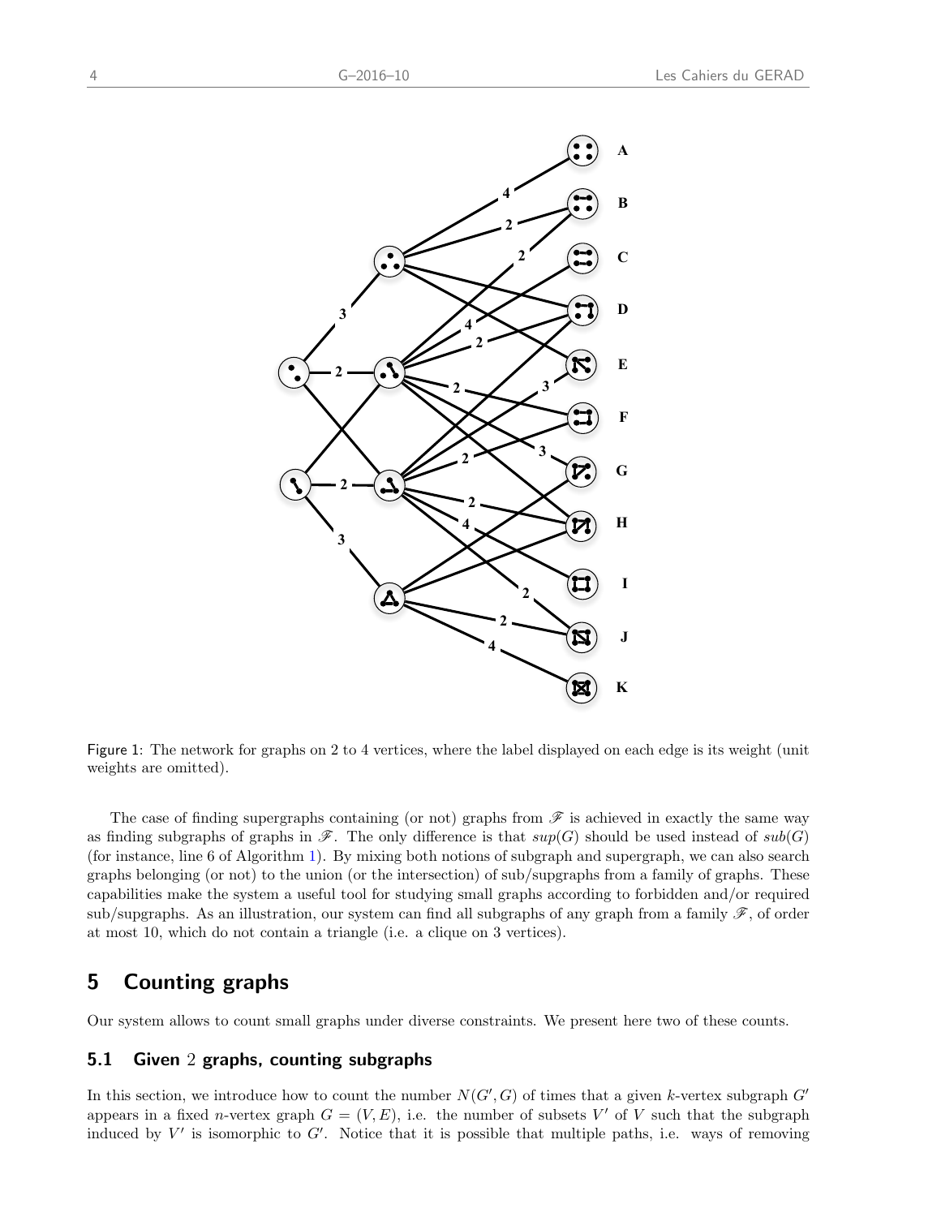Figure 1: The network for graphs on 2 to 4 vertices, where the label displayed on each edge is its weight (unit weights are omitted).

The case of finding supergraphs containing (or not) graphs from $\mathscr{F}$ is achieved in exactly the same way as finding subgraphs of graphs in $\mathscr{F}$. The only difference is that $sup(G)$ should be used instead of $sub(G)$ (for instance, line 6 of Algorithm 1). By mixing both notions of subgraph and supergraph, we can also search graphs belonging (or not) to the union (or the intersection) of sub/supgraphs from a family of graphs. These capabilities make the system a useful tool for studying small graphs according to forbidden and/or required sub/supgraphs. As an illustration, our system can find all subgraphs of any graph from a family $\mathscr{F}$, of order at most 10, which do not contain a triangle (i.e. a clique on 3 vertices).

## 5 Counting graphs

Our system allows to count small graphs under diverse constraints. We present here two of these counts.

### 5.1 Given 2 graphs, counting subgraphs

In this section, we introduce how to count the number $N(G', G)$ of times that a given $k$-vertex subgraph $G'$ appears in a fixed $n$-vertex graph $G = (V, E)$, i.e. the number of subsets $V'$ of $V$ such that the subgraph induced by $V'$ is isomorphic to $G'$. Notice that it is possible that multiple paths, i.e. ways of removing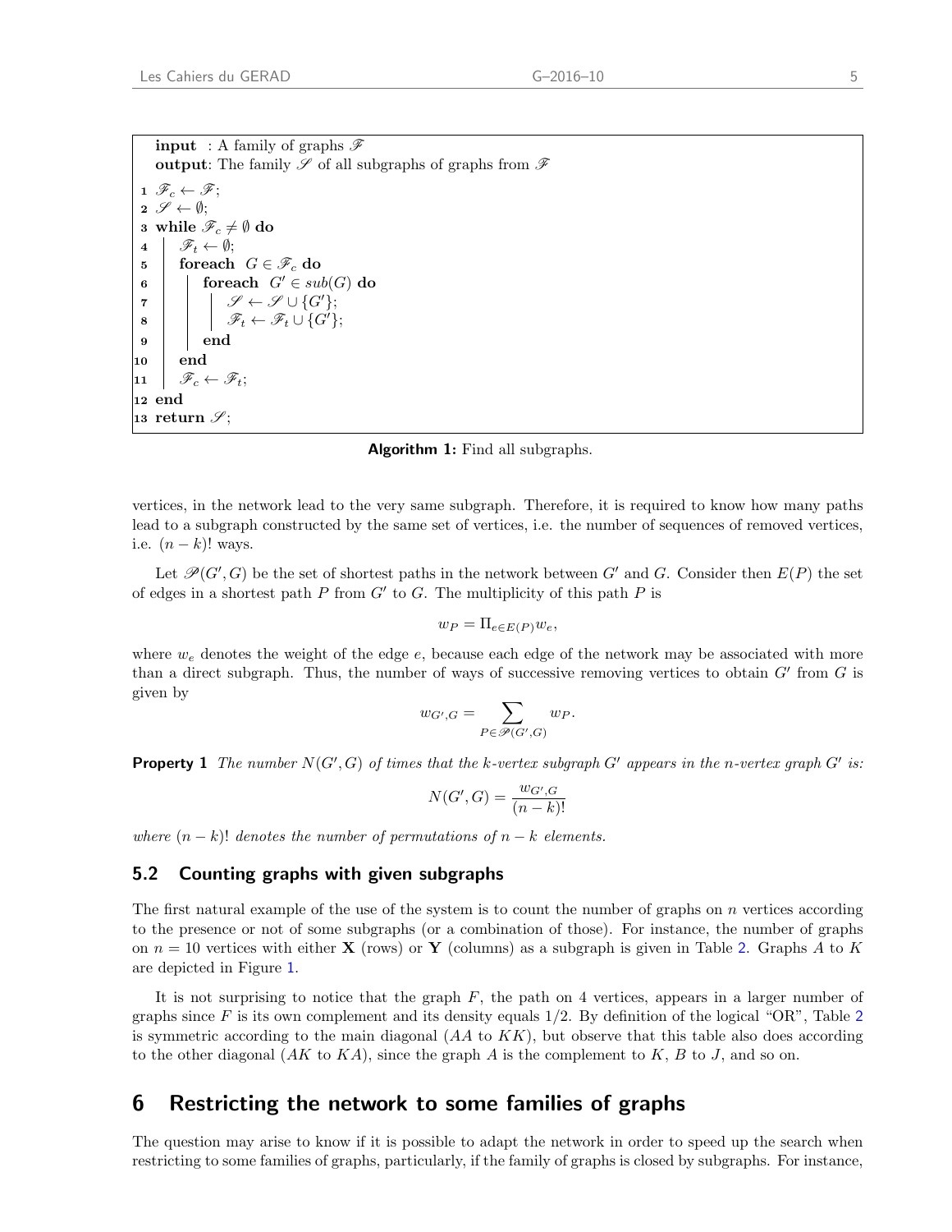```
input : A family of graphs 𝓕
output: The family 𝓢 of all subgraphs of graphs from 𝓕
1  𝓕_c ← 𝓕;
2  𝓢 ← ∅;
3  while 𝓕_c ≠ ∅ do
4      𝓕_t ← ∅;
5      foreach G ∈ 𝓕_c do
6          foreach G' ∈ sub(G) do
7              𝓢 ← 𝓢 ∪ {G'};
8              𝓕_t ← 𝓕_t ∪ {G'};
9          end
10     end
11     𝓕_c ← 𝓕_t;
12 end
13 return 𝓢;
```

**Algorithm 1:** Find all subgraphs.

vertices, in the network lead to the very same subgraph. Therefore, it is required to know how many paths lead to a subgraph constructed by the same set of vertices, i.e. the number of sequences of removed vertices, i.e. $(n-k)!$ ways.

Let $\mathscr{P}(G', G)$ be the set of shortest paths in the network between $G'$ and $G$. Consider then $E(P)$ the set of edges in a shortest path $P$ from $G'$ to $G$. The multiplicity of this path $P$ is

$$w_P = \Pi_{e \in E(P)} w_e,$$

where $w_e$ denotes the weight of the edge $e$, because each edge of the network may be associated with more than a direct subgraph. Thus, the number of ways of successive removing vertices to obtain $G'$ from $G$ is given by

$$w_{G',G} = \sum_{P \in \mathscr{P}(G',G)} w_P.$$

**Property 1** *The number $N(G', G)$ of times that the $k$-vertex subgraph $G'$ appears in the $n$-vertex graph $G'$ is:*

$$N(G', G) = \frac{w_{G',G}}{(n-k)!}$$

*where $(n-k)!$ denotes the number of permutations of $n-k$ elements.*

### 5.2 Counting graphs with given subgraphs

The first natural example of the use of the system is to count the number of graphs on $n$ vertices according to the presence or not of some subgraphs (or a combination of those). For instance, the number of graphs on $n = 10$ vertices with either $\mathbf{X}$ (rows) or $\mathbf{Y}$ (columns) as a subgraph is given in Table 2. Graphs $A$ to $K$ are depicted in Figure 1.

It is not surprising to notice that the graph $F$, the path on 4 vertices, appears in a larger number of graphs since $F$ is its own complement and its density equals 1/2. By definition of the logical "OR", Table 2 is symmetric according to the main diagonal ($AA$ to $KK$), but observe that this table also does according to the other diagonal ($AK$ to $KA$), since the graph $A$ is the complement to $K$, $B$ to $J$, and so on.

## 6 Restricting the network to some families of graphs

The question may arise to know if it is possible to adapt the network in order to speed up the search when restricting to some families of graphs, particularly, if the family of graphs is closed by subgraphs. For instance,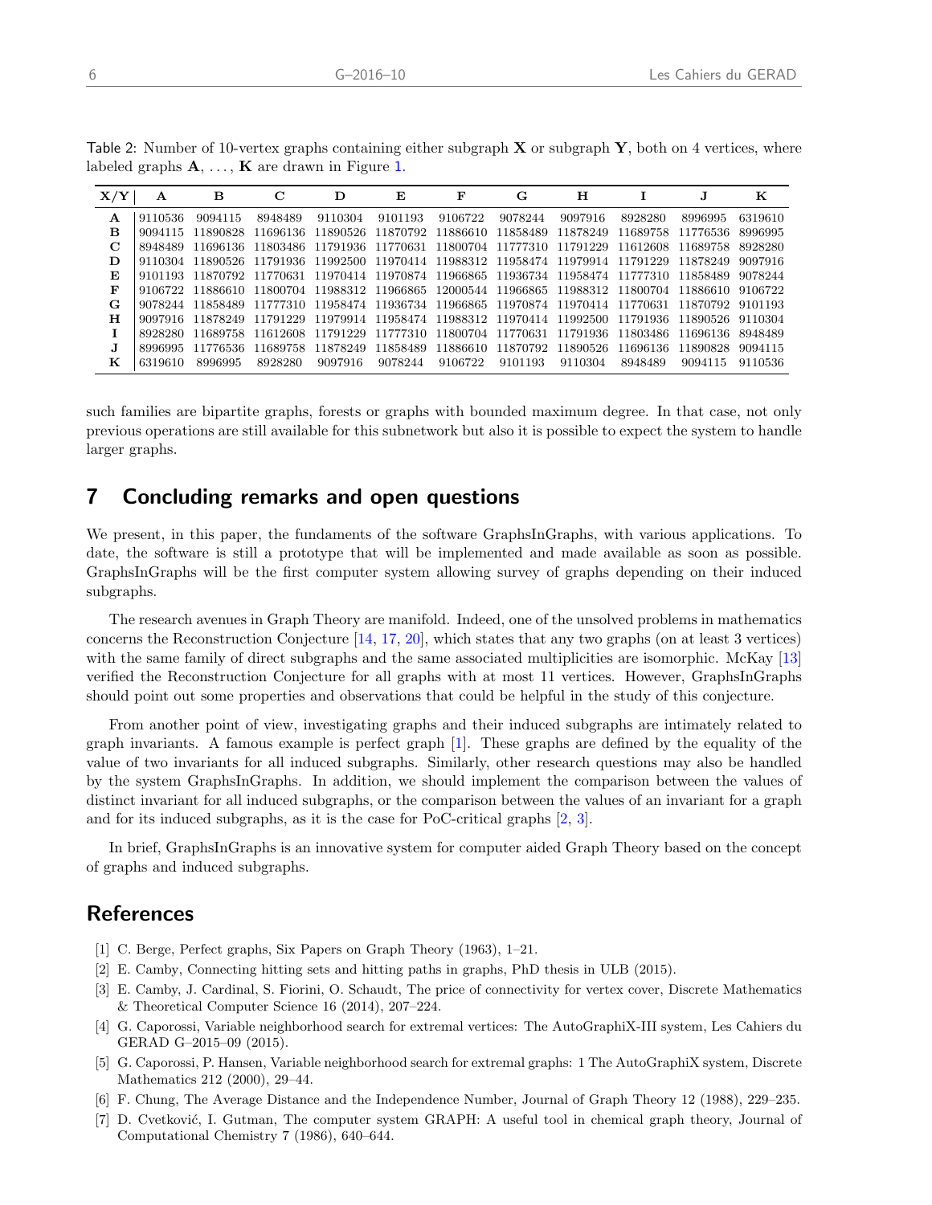Table 2: Number of 10-vertex graphs containing either subgraph **X** or subgraph **Y**, both on 4 vertices, where labeled graphs **A**, . . . , **K** are drawn in Figure 1.

| X/Y | A | B | C | D | E | F | G | H | I | J | K |
|---|---|---|---|---|---|---|---|---|---|---|---|
| **A** | 9110536 | 9094115 | 8948489 | 9110304 | 9101193 | 9106722 | 9078244 | 9097916 | 8928280 | 8996995 | 6319610 |
| **B** | 9094115 | 11890828 | 11696136 | 11890526 | 11870792 | 11886610 | 11858489 | 11878249 | 11689758 | 11776536 | 8996995 |
| **C** | 8948489 | 11696136 | 11803486 | 11791936 | 11770631 | 11800704 | 11777310 | 11791229 | 11612608 | 11689758 | 8928280 |
| **D** | 9110304 | 11890526 | 11791936 | 11992500 | 11970414 | 11988312 | 11958474 | 11979914 | 11791229 | 11878249 | 9097916 |
| **E** | 9101193 | 11870792 | 11770631 | 11970414 | 11970874 | 11966865 | 11936734 | 11958474 | 11777310 | 11858489 | 9078244 |
| **F** | 9106722 | 11886610 | 11800704 | 11988312 | 11966865 | 12000544 | 11966865 | 11988312 | 11800704 | 11886610 | 9106722 |
| **G** | 9078244 | 11858489 | 11777310 | 11958474 | 11936734 | 11966865 | 11970874 | 11970414 | 11770631 | 11870792 | 9101193 |
| **H** | 9097916 | 11878249 | 11791229 | 11979914 | 11958474 | 11988312 | 11970414 | 11992500 | 11791936 | 11890526 | 9110304 |
| **I** | 8928280 | 11689758 | 11612608 | 11791229 | 11777310 | 11800704 | 11770631 | 11791936 | 11803486 | 11696136 | 8948489 |
| **J** | 8996995 | 11776536 | 11689758 | 11878249 | 11858489 | 11886610 | 11870792 | 11890526 | 11696136 | 11890828 | 9094115 |
| **K** | 6319610 | 8996995 | 8928280 | 9097916 | 9078244 | 9106722 | 9101193 | 9110304 | 8948489 | 9094115 | 9110536 |

such families are bipartite graphs, forests or graphs with bounded maximum degree. In that case, not only previous operations are still available for this subnetwork but also it is possible to expect the system to handle larger graphs.

## 7 Concluding remarks and open questions

We present, in this paper, the fundaments of the software GraphsInGraphs, with various applications. To date, the software is still a prototype that will be implemented and made available as soon as possible. GraphsInGraphs will be the first computer system allowing survey of graphs depending on their induced subgraphs.

The research avenues in Graph Theory are manifold. Indeed, one of the unsolved problems in mathematics concerns the Reconstruction Conjecture [14, 17, 20], which states that any two graphs (on at least 3 vertices) with the same family of direct subgraphs and the same associated multiplicities are isomorphic. McKay [13] verified the Reconstruction Conjecture for all graphs with at most 11 vertices. However, GraphsInGraphs should point out some properties and observations that could be helpful in the study of this conjecture.

From another point of view, investigating graphs and their induced subgraphs are intimately related to graph invariants. A famous example is perfect graph [1]. These graphs are defined by the equality of the value of two invariants for all induced subgraphs. Similarly, other research questions may also be handled by the system GraphsInGraphs. In addition, we should implement the comparison between the values of distinct invariant for all induced subgraphs, or the comparison between the values of an invariant for a graph and for its induced subgraphs, as it is the case for PoC-critical graphs [2, 3].

In brief, GraphsInGraphs is an innovative system for computer aided Graph Theory based on the concept of graphs and induced subgraphs.

## References

[1] C. Berge, Perfect graphs, Six Papers on Graph Theory (1963), 1–21.

[2] E. Camby, Connecting hitting sets and hitting paths in graphs, PhD thesis in ULB (2015).

[3] E. Camby, J. Cardinal, S. Fiorini, O. Schaudt, The price of connectivity for vertex cover, Discrete Mathematics & Theoretical Computer Science 16 (2014), 207–224.

[4] G. Caporossi, Variable neighborhood search for extremal vertices: The AutoGraphiX-III system, Les Cahiers du GERAD G–2015–09 (2015).

[5] G. Caporossi, P. Hansen, Variable neighborhood search for extremal graphs: 1 The AutoGraphiX system, Discrete Mathematics 212 (2000), 29–44.

[6] F. Chung, The Average Distance and the Independence Number, Journal of Graph Theory 12 (1988), 229–235.

[7] D. Cvetković, I. Gutman, The computer system GRAPH: A useful tool in chemical graph theory, Journal of Computational Chemistry 7 (1986), 640–644.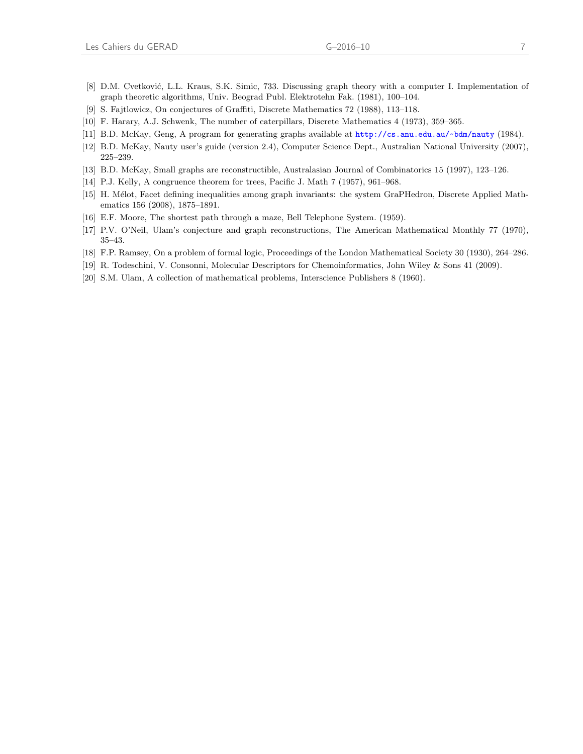[8] D.M. Cvetković, L.L. Kraus, S.K. Simic, 733. Discussing graph theory with a computer I. Implementation of graph theoretic algorithms, Univ. Beograd Publ. Elektrotehn Fak. (1981), 100–104.

[9] S. Fajtlowicz, On conjectures of Graffiti, Discrete Mathematics 72 (1988), 113–118.

[10] F. Harary, A.J. Schwenk, The number of caterpillars, Discrete Mathematics 4 (1973), 359–365.

[11] B.D. McKay, Geng, A program for generating graphs available at http://cs.anu.edu.au/~bdm/nauty (1984).

[12] B.D. McKay, Nauty user's guide (version 2.4), Computer Science Dept., Australian National University (2007), 225–239.

[13] B.D. McKay, Small graphs are reconstructible, Australasian Journal of Combinatorics 15 (1997), 123–126.

[14] P.J. Kelly, A congruence theorem for trees, Pacific J. Math 7 (1957), 961–968.

[15] H. Mélot, Facet defining inequalities among graph invariants: the system GraPHedron, Discrete Applied Mathematics 156 (2008), 1875–1891.

[16] E.F. Moore, The shortest path through a maze, Bell Telephone System. (1959).

[17] P.V. O'Neil, Ulam's conjecture and graph reconstructions, The American Mathematical Monthly 77 (1970), 35–43.

[18] F.P. Ramsey, On a problem of formal logic, Proceedings of the London Mathematical Society 30 (1930), 264–286.

[19] R. Todeschini, V. Consonni, Molecular Descriptors for Chemoinformatics, John Wiley & Sons 41 (2009).

[20] S.M. Ulam, A collection of mathematical problems, Interscience Publishers 8 (1960).